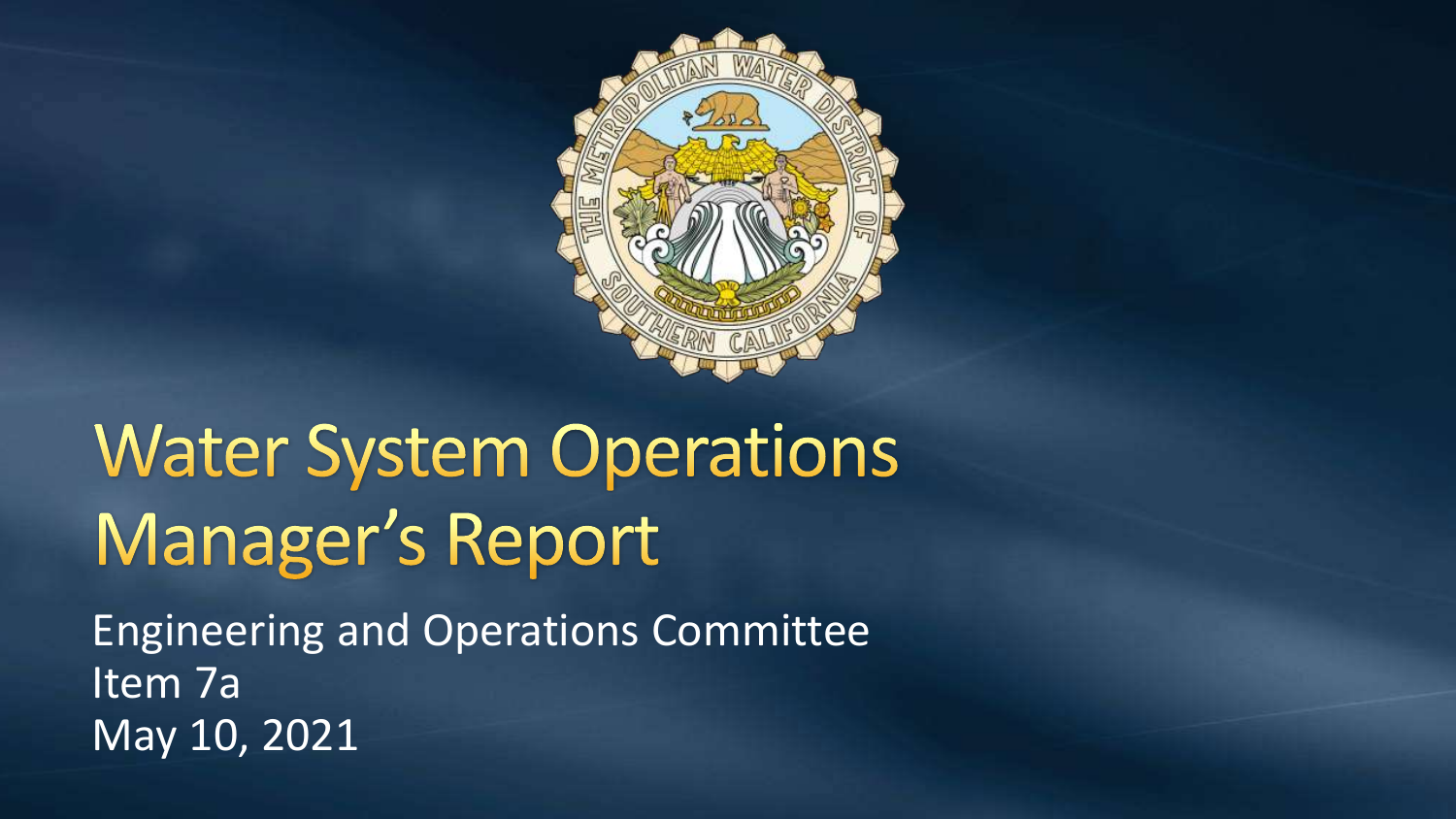# Water System Operations Manager's Report

Engineering and Operations Committee
Item 7a
May 10, 2021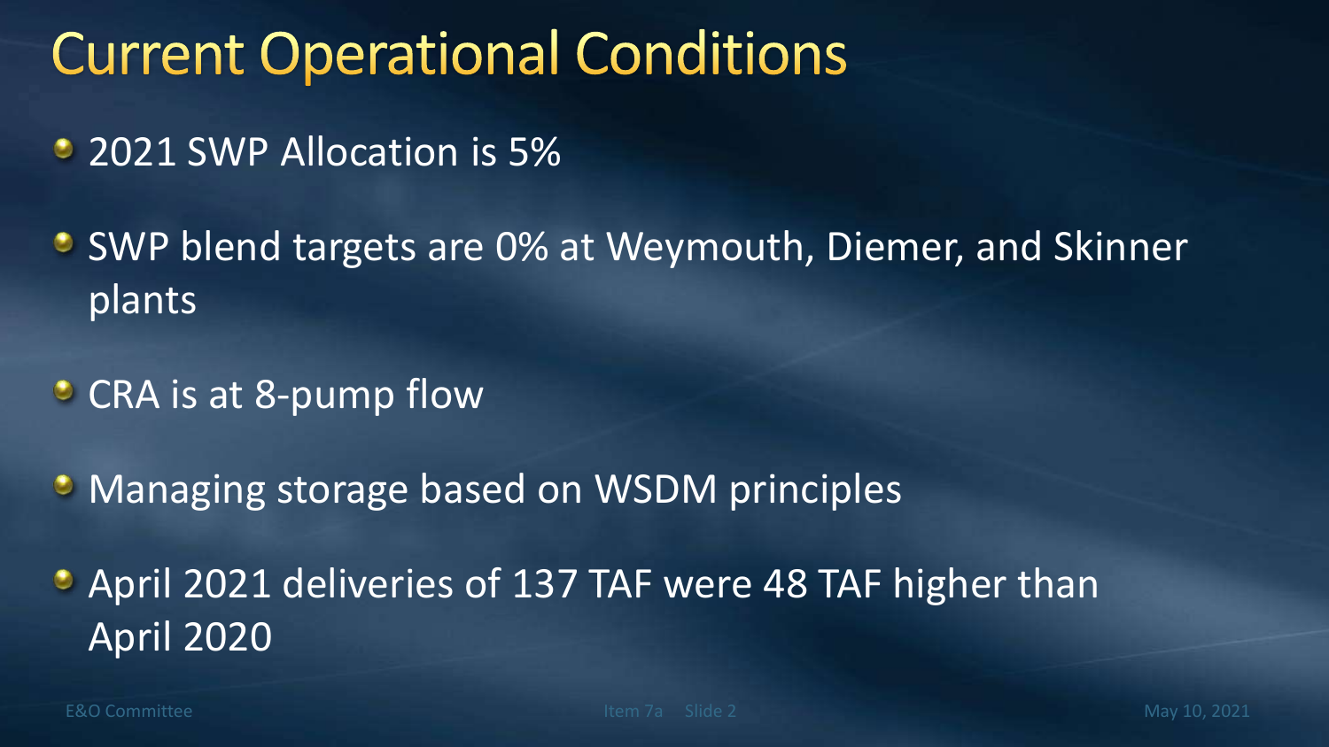# Current Operational Conditions

- 2021 SWP Allocation is 5%
- SWP blend targets are 0% at Weymouth, Diemer, and Skinner plants
- CRA is at 8-pump flow
- Managing storage based on WSDM principles
- April 2021 deliveries of 137 TAF were 48 TAF higher than April 2020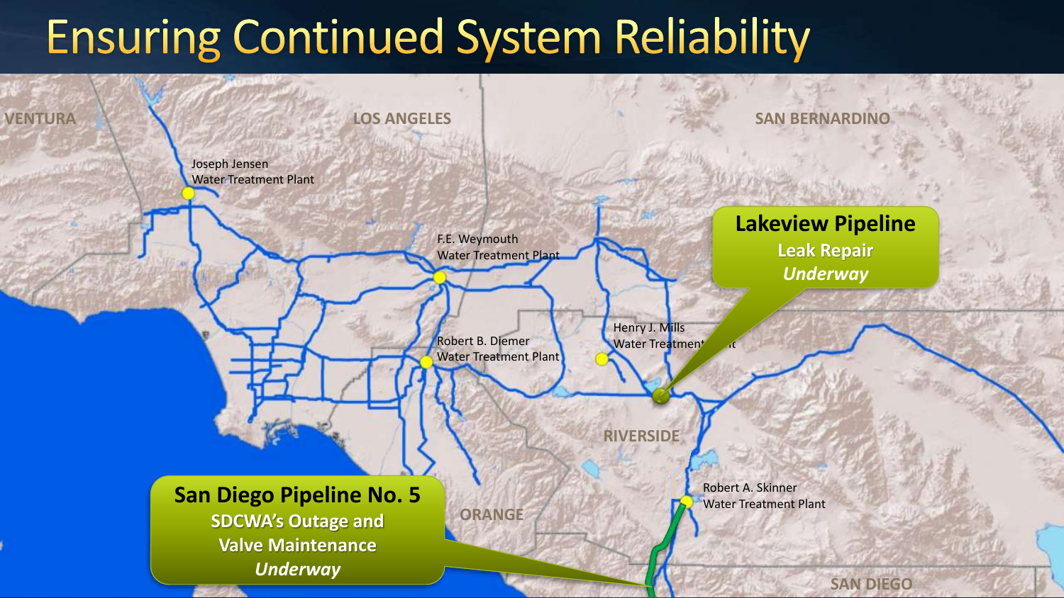# Ensuring Continued System Reliability

VENTURA

LOS ANGELES

SAN BERNARDINO

Joseph Jensen Water Treatment Plant

F.E. Weymouth Water Treatment Plant

Robert B. Diemer Water Treatment Plant

Henry J. Mills Water Treatment Plant

RIVERSIDE

ORANGE

Robert A. Skinner Water Treatment Plant

SAN DIEGO

**Lakeview Pipeline**
**Leak Repair**
***Underway***

**San Diego Pipeline No. 5**
**SDCWA's Outage and Valve Maintenance**
***Underway***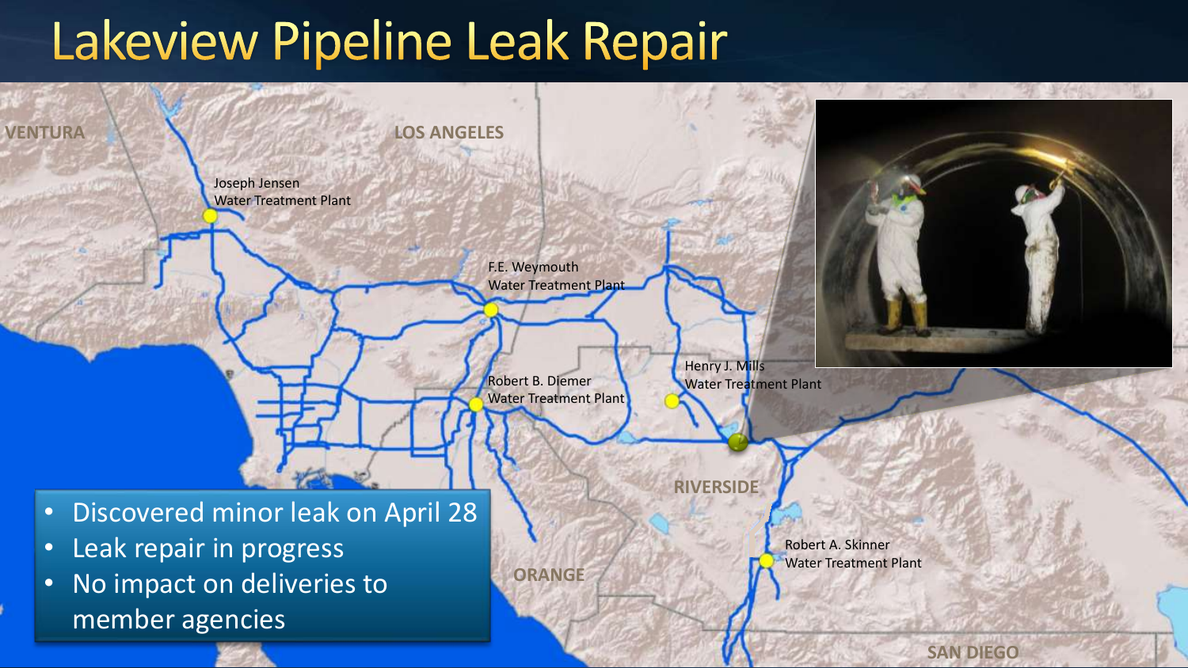# Lakeview Pipeline Leak Repair

- Discovered minor leak on April 28
- Leak repair in progress
- No impact on deliveries to member agencies

VENTURA

LOS ANGELES

Joseph Jensen Water Treatment Plant

F.E. Weymouth Water Treatment Plant

Robert B. Diemer Water Treatment Plant

Henry J. Mills Water Treatment Plant

RIVERSIDE

ORANGE

Robert A. Skinner Water Treatment Plant

SAN DIEGO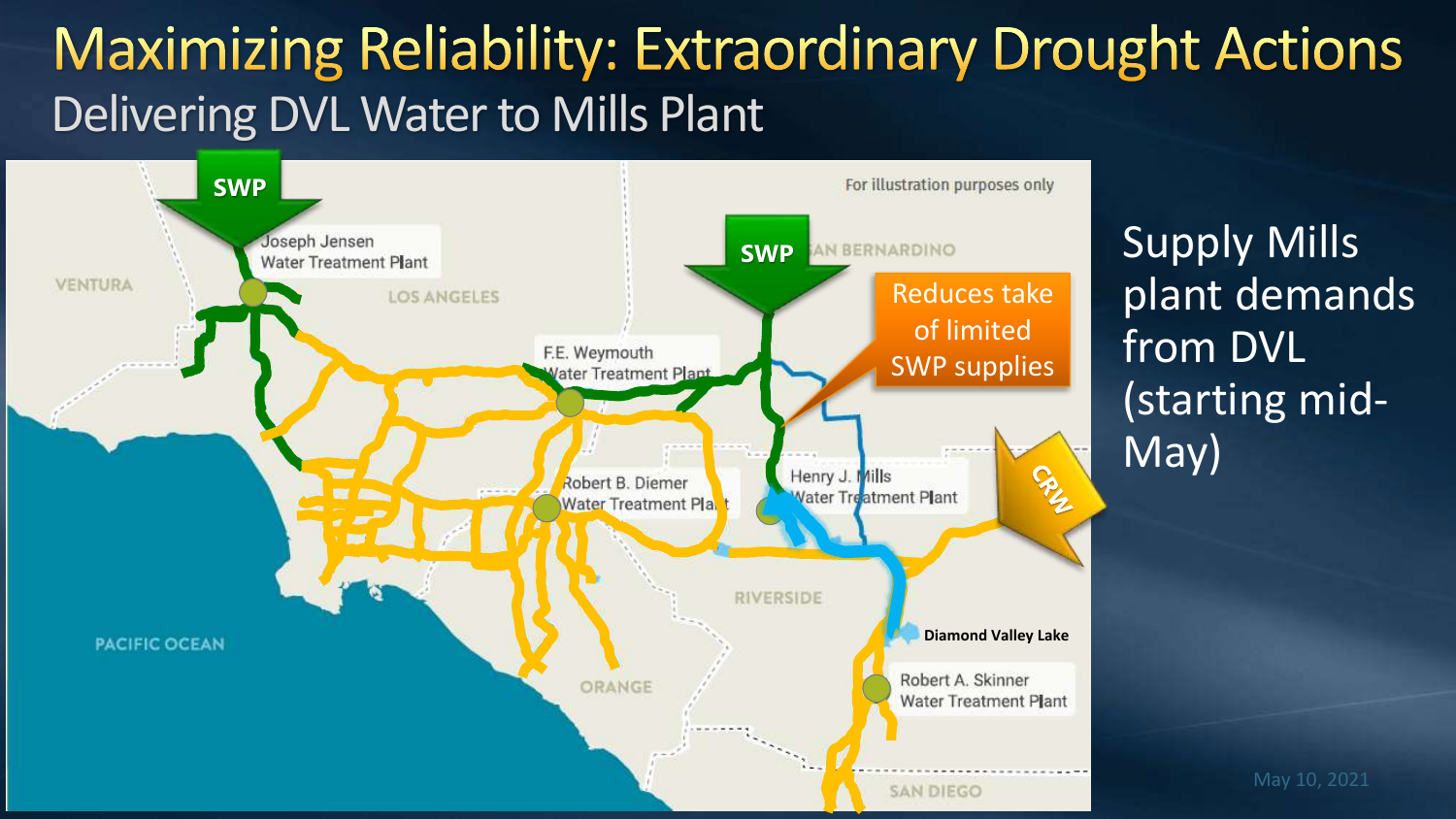# Maximizing Reliability: Extraordinary Drought Actions

## Delivering DVL Water to Mills Plant

For illustration purposes only

SWP

Joseph Jensen Water Treatment Plant

SWP

VENTURA

LOS ANGELES

SAN BERNARDINO

Reduces take of limited SWP supplies

F.E. Weymouth Water Treatment Plant

Robert B. Diemer Water Treatment Plant

Henry J. Mills Water Treatment Plant

CRW

RIVERSIDE

Diamond Valley Lake

PACIFIC OCEAN

Robert A. Skinner Water Treatment Plant

ORANGE

SAN DIEGO

Supply Mills plant demands from DVL (starting mid-May)

May 10, 2021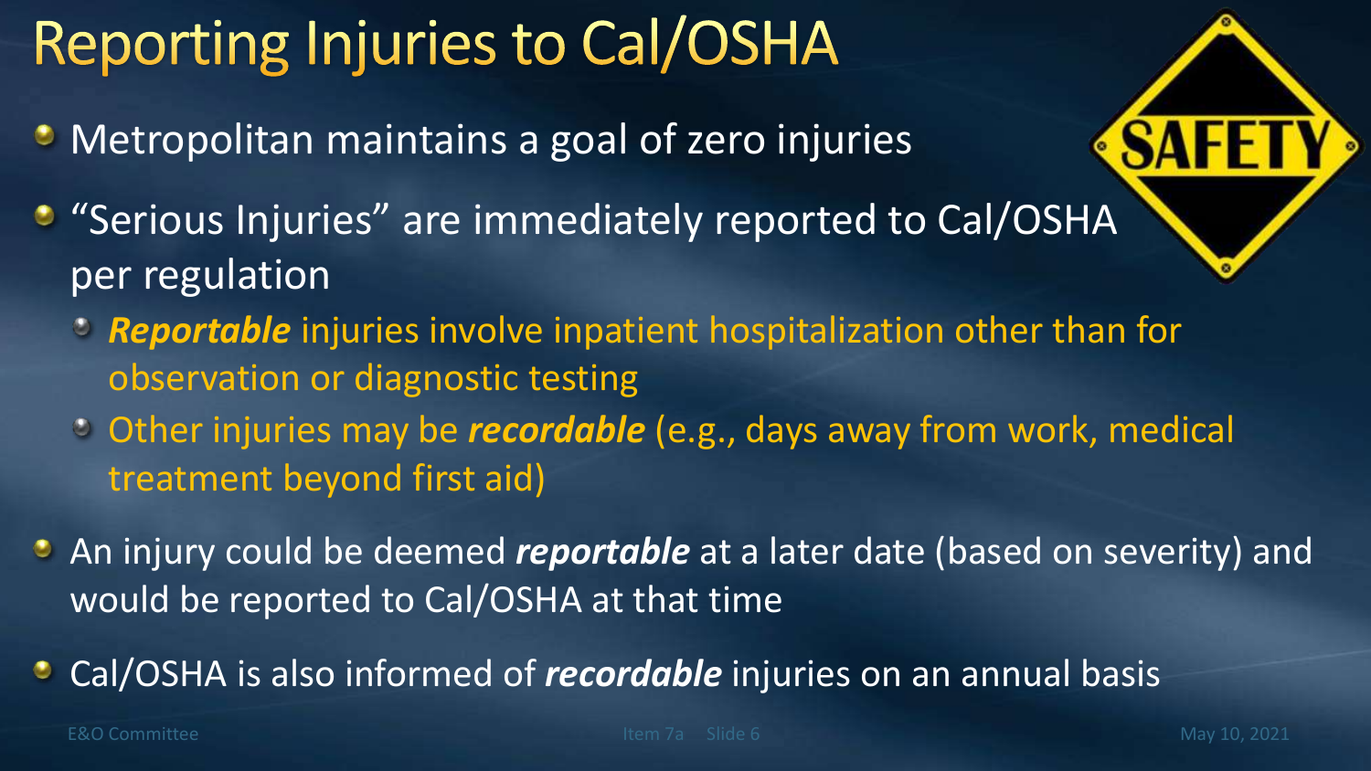# Reporting Injuries to Cal/OSHA

- Metropolitan maintains a goal of zero injuries
- "Serious Injuries" are immediately reported to Cal/OSHA per regulation
  - ***Reportable*** injuries involve inpatient hospitalization other than for observation or diagnostic testing
  - Other injuries may be ***recordable*** (e.g., days away from work, medical treatment beyond first aid)
- An injury could be deemed ***reportable*** at a later date (based on severity) and would be reported to Cal/OSHA at that time
- Cal/OSHA is also informed of ***recordable*** injuries on an annual basis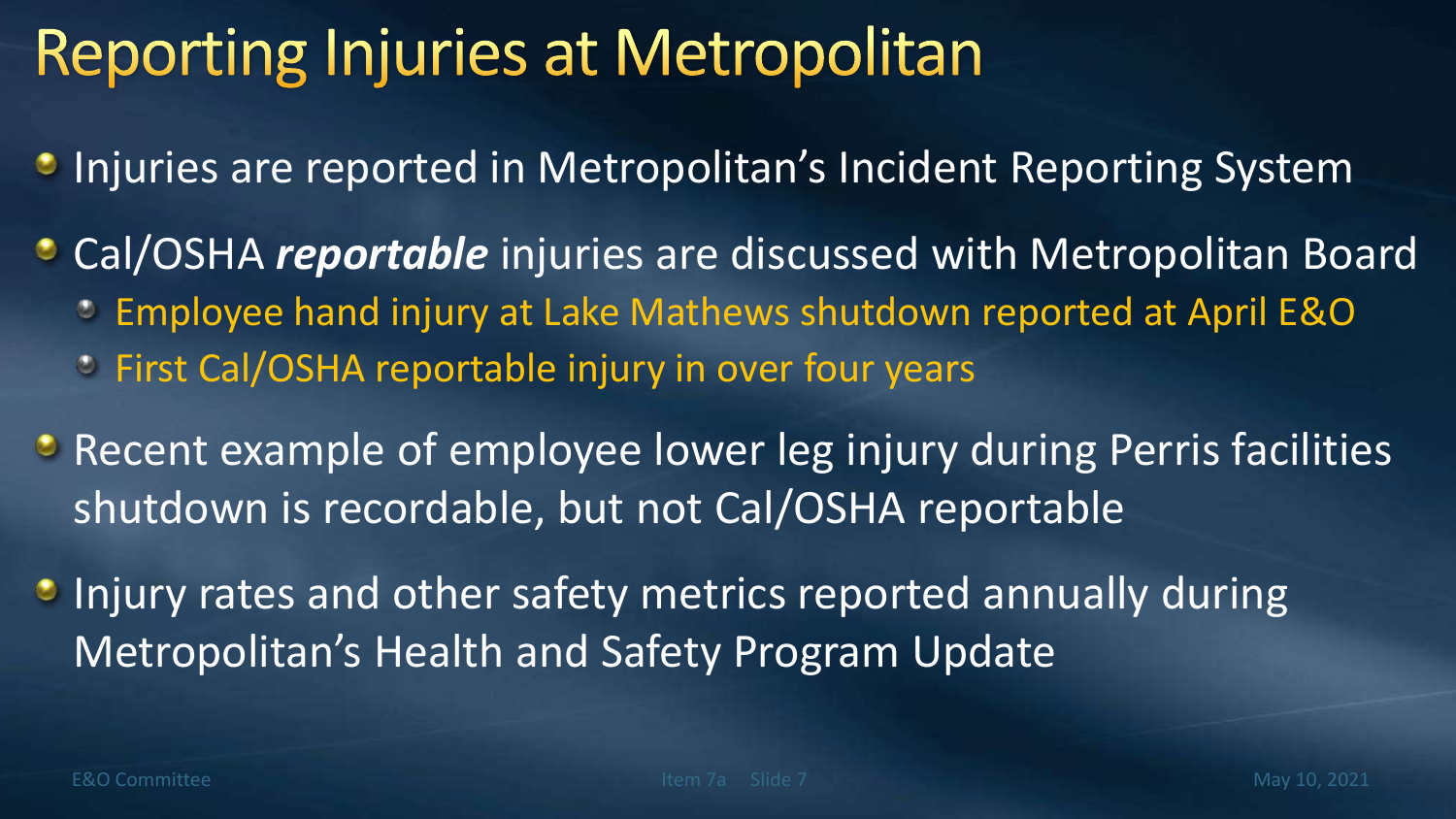# Reporting Injuries at Metropolitan

- Injuries are reported in Metropolitan's Incident Reporting System
- Cal/OSHA ***reportable*** injuries are discussed with Metropolitan Board
  - Employee hand injury at Lake Mathews shutdown reported at April E&O
  - First Cal/OSHA reportable injury in over four years
- Recent example of employee lower leg injury during Perris facilities shutdown is recordable, but not Cal/OSHA reportable
- Injury rates and other safety metrics reported annually during Metropolitan's Health and Safety Program Update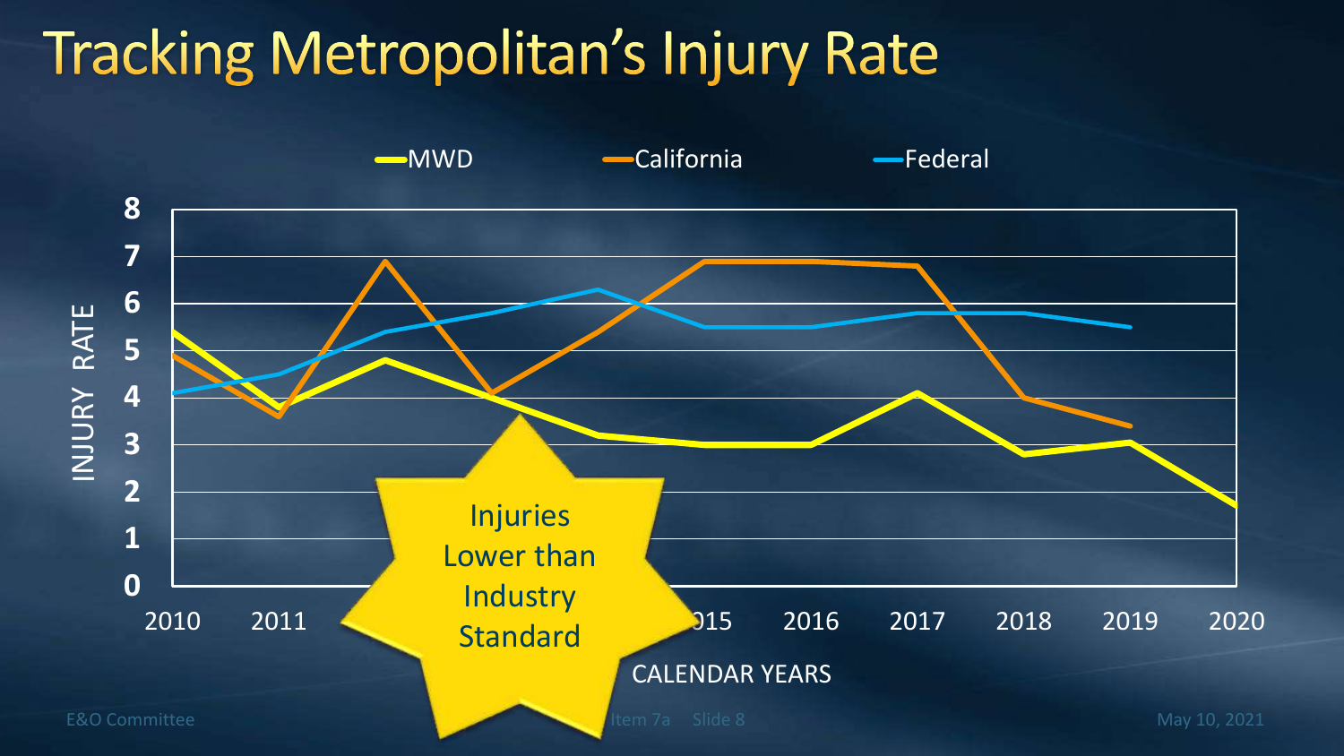# Tracking Metropolitan's Injury Rate

MWD — California — Federal

INJURY RATE

CALENDAR YEARS

Injuries Lower than Industry Standard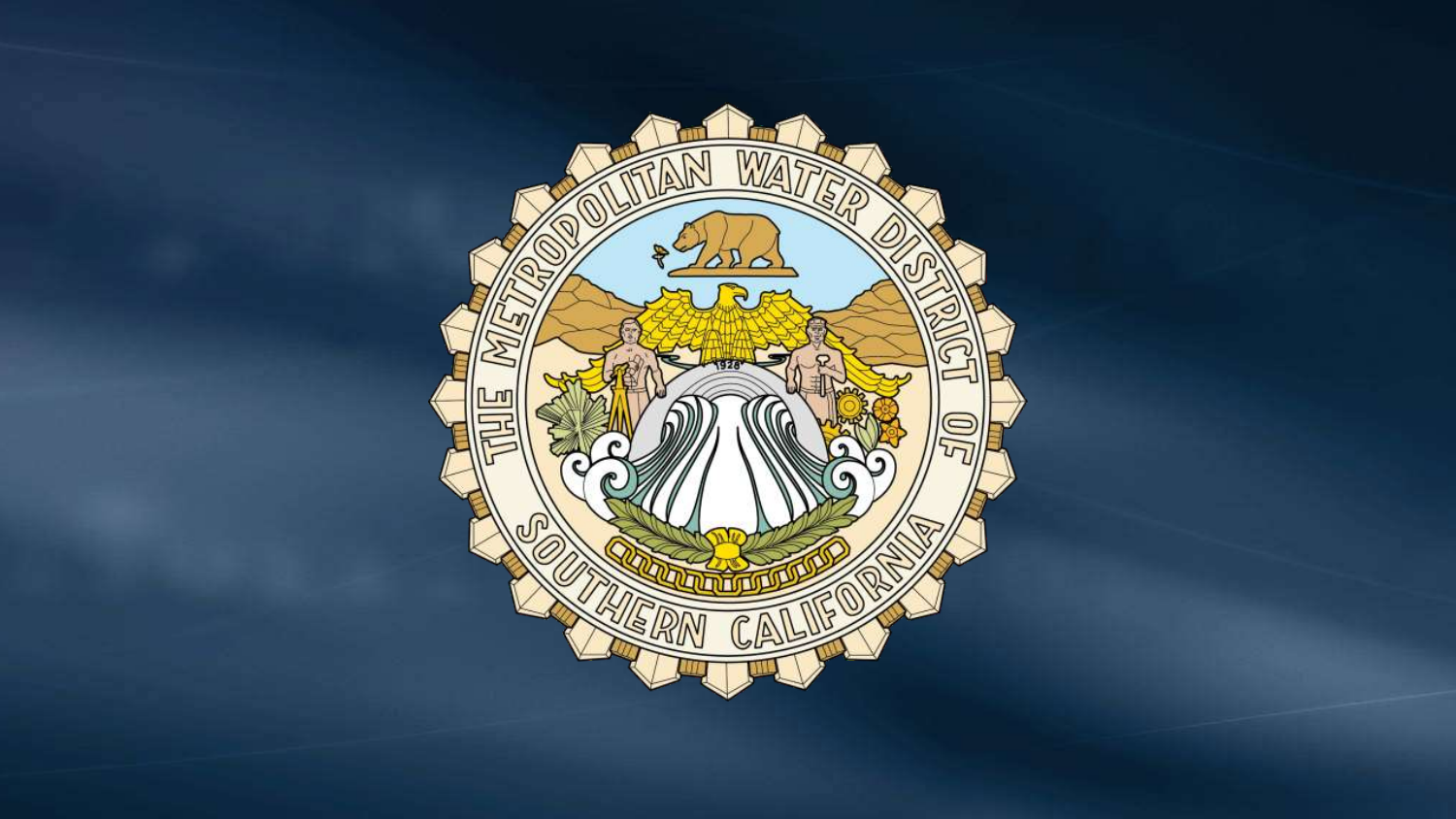THE METROPOLITAN WATER DISTRICT OF SOUTHERN CALIFORNIA